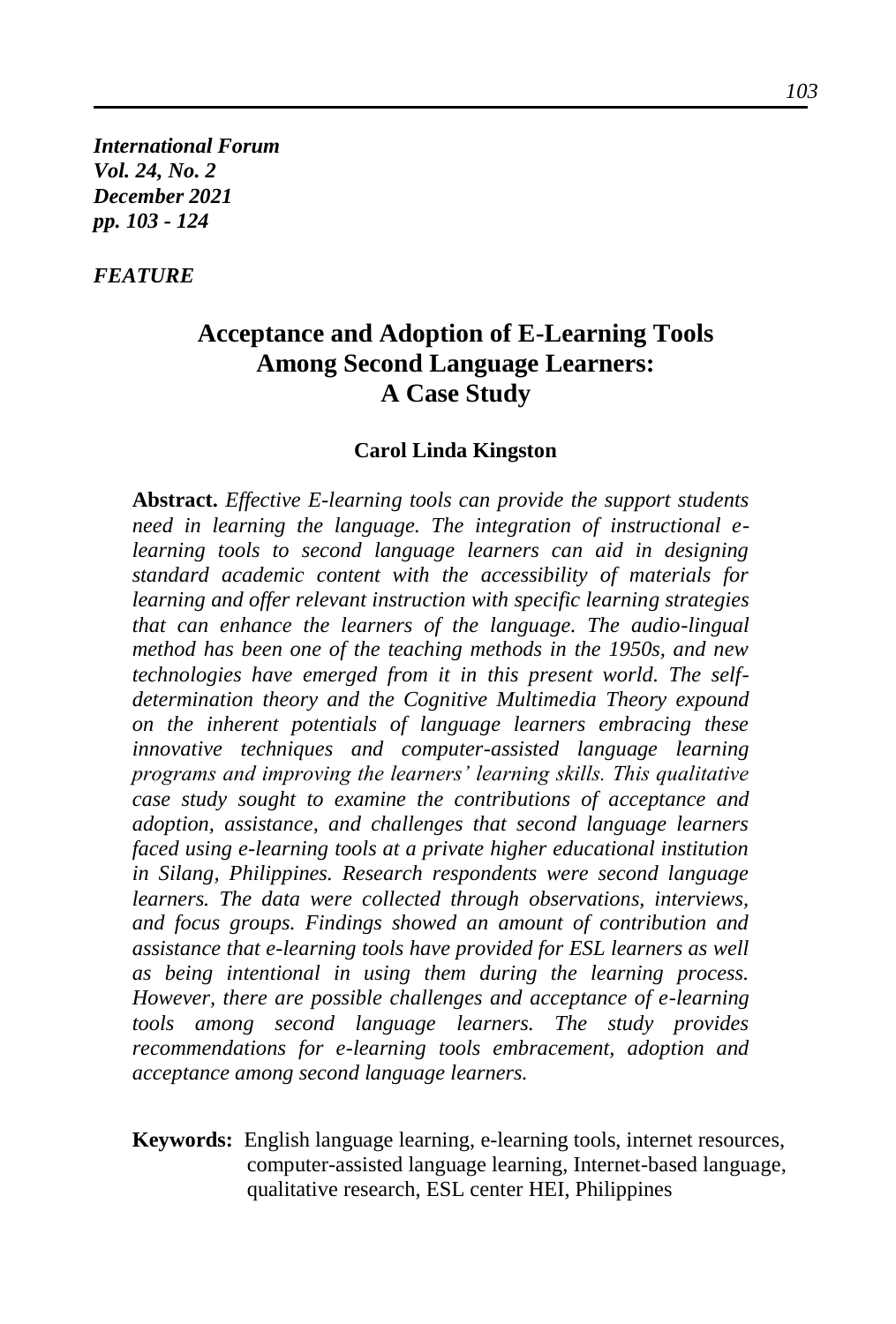*FEATURE*

# Acceptance and Adoption of E-Learning Tools Among Second Language Learners: A Case Study

**Carol Linda Kingston**

**Abstract.** *Effective E-learning tools can provide the support students need in learning the language. The integration of instructional e-learning tools to second language learners can aid in designing standard academic content with the accessibility of materials for learning and offer relevant instruction with specific learning strategies that can enhance the learners of the language. The audio-lingual method has been one of the teaching methods in the 1950s, and new technologies have emerged from it in this present world. The self-determination theory and the Cognitive Multimedia Theory expound on the inherent potentials of language learners embracing these innovative techniques and computer-assisted language learning programs and improving the learners' learning skills. This qualitative case study sought to examine the contributions of acceptance and adoption, assistance, and challenges that second language learners faced using e-learning tools at a private higher educational institution in Silang, Philippines. Research respondents were second language learners. The data were collected through observations, interviews, and focus groups. Findings showed an amount of contribution and assistance that e-learning tools have provided for ESL learners as well as being intentional in using them during the learning process. However, there are possible challenges and acceptance of e-learning tools among second language learners. The study provides recommendations for e-learning tools embracement, adoption and acceptance among second language learners.*

**Keywords:** English language learning, e-learning tools, internet resources, computer-assisted language learning, Internet-based language, qualitative research, ESL center HEI, Philippines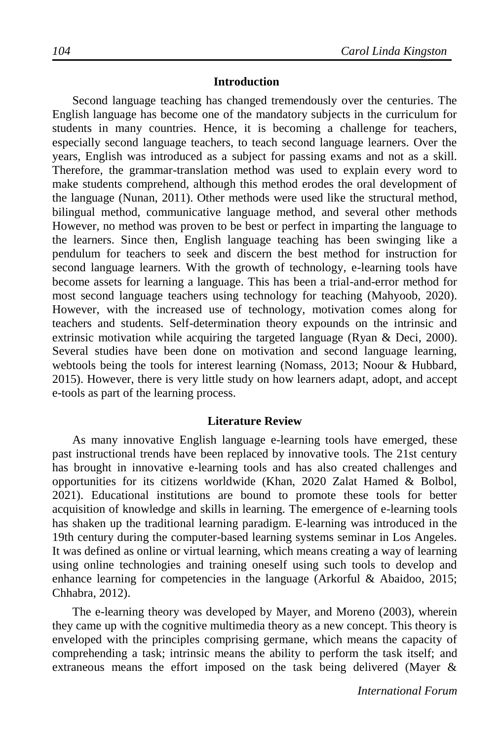## Introduction

Second language teaching has changed tremendously over the centuries. The English language has become one of the mandatory subjects in the curriculum for students in many countries. Hence, it is becoming a challenge for teachers, especially second language teachers, to teach second language learners. Over the years, English was introduced as a subject for passing exams and not as a skill. Therefore, the grammar-translation method was used to explain every word to make students comprehend, although this method erodes the oral development of the language (Nunan, 2011). Other methods were used like the structural method, bilingual method, communicative language method, and several other methods However, no method was proven to be best or perfect in imparting the language to the learners. Since then, English language teaching has been swinging like a pendulum for teachers to seek and discern the best method for instruction for second language learners. With the growth of technology, e-learning tools have become assets for learning a language. This has been a trial-and-error method for most second language teachers using technology for teaching (Mahyoob, 2020). However, with the increased use of technology, motivation comes along for teachers and students. Self-determination theory expounds on the intrinsic and extrinsic motivation while acquiring the targeted language (Ryan & Deci, 2000). Several studies have been done on motivation and second language learning, webtools being the tools for interest learning (Nomass, 2013; Noour & Hubbard, 2015). However, there is very little study on how learners adapt, adopt, and accept e-tools as part of the learning process.

## Literature Review

As many innovative English language e-learning tools have emerged, these past instructional trends have been replaced by innovative tools. The 21st century has brought in innovative e-learning tools and has also created challenges and opportunities for its citizens worldwide (Khan, 2020 Zalat Hamed & Bolbol, 2021). Educational institutions are bound to promote these tools for better acquisition of knowledge and skills in learning. The emergence of e-learning tools has shaken up the traditional learning paradigm. E-learning was introduced in the 19th century during the computer-based learning systems seminar in Los Angeles. It was defined as online or virtual learning, which means creating a way of learning using online technologies and training oneself using such tools to develop and enhance learning for competencies in the language (Arkorful & Abaidoo, 2015; Chhabra, 2012).

The e-learning theory was developed by Mayer, and Moreno (2003), wherein they came up with the cognitive multimedia theory as a new concept. This theory is enveloped with the principles comprising germane, which means the capacity of comprehending a task; intrinsic means the ability to perform the task itself; and extraneous means the effort imposed on the task being delivered (Mayer &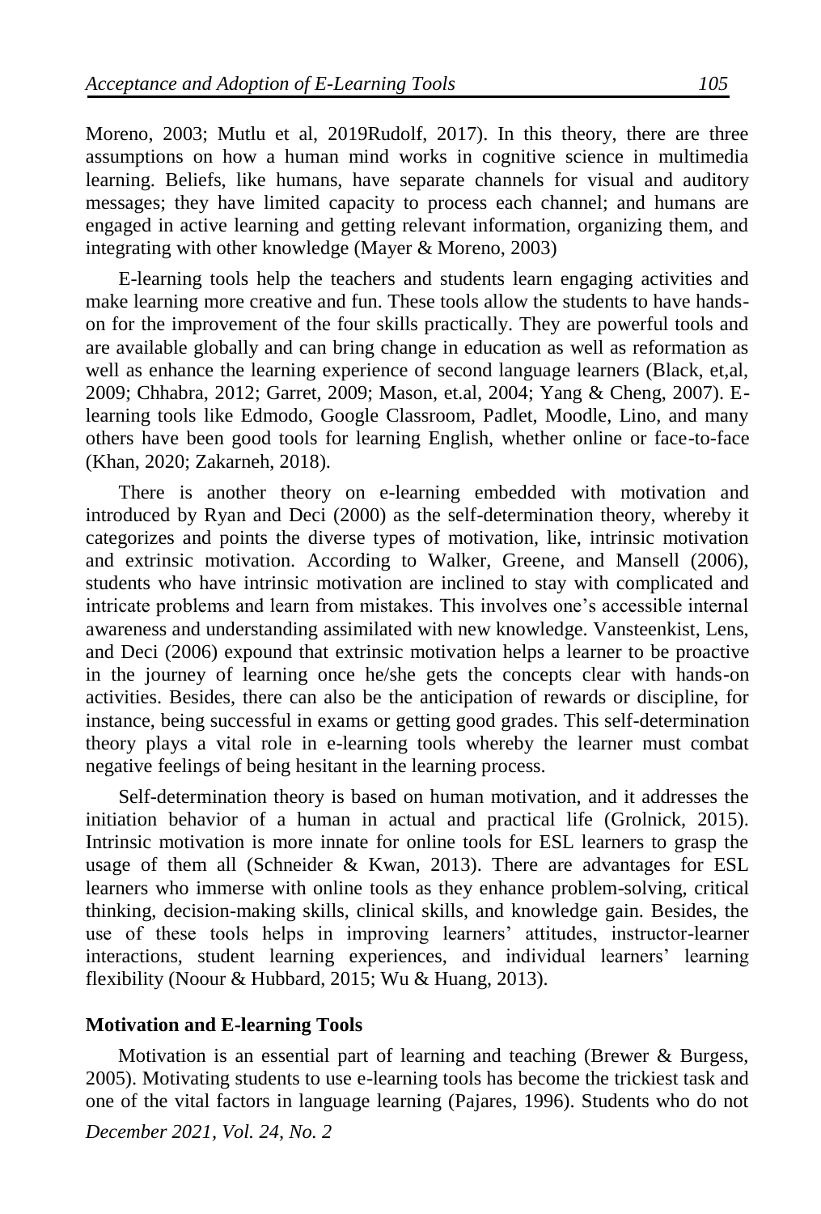Moreno, 2003; Mutlu et al, 2019Rudolf, 2017). In this theory, there are three assumptions on how a human mind works in cognitive science in multimedia learning. Beliefs, like humans, have separate channels for visual and auditory messages; they have limited capacity to process each channel; and humans are engaged in active learning and getting relevant information, organizing them, and integrating with other knowledge (Mayer & Moreno, 2003)

E-learning tools help the teachers and students learn engaging activities and make learning more creative and fun. These tools allow the students to have hands-on for the improvement of the four skills practically. They are powerful tools and are available globally and can bring change in education as well as reformation as well as enhance the learning experience of second language learners (Black, et,al, 2009; Chhabra, 2012; Garret, 2009; Mason, et.al, 2004; Yang & Cheng, 2007). E-learning tools like Edmodo, Google Classroom, Padlet, Moodle, Lino, and many others have been good tools for learning English, whether online or face-to-face (Khan, 2020; Zakarneh, 2018).

There is another theory on e-learning embedded with motivation and introduced by Ryan and Deci (2000) as the self-determination theory, whereby it categorizes and points the diverse types of motivation, like, intrinsic motivation and extrinsic motivation. According to Walker, Greene, and Mansell (2006), students who have intrinsic motivation are inclined to stay with complicated and intricate problems and learn from mistakes. This involves one's accessible internal awareness and understanding assimilated with new knowledge. Vansteenkist, Lens, and Deci (2006) expound that extrinsic motivation helps a learner to be proactive in the journey of learning once he/she gets the concepts clear with hands-on activities. Besides, there can also be the anticipation of rewards or discipline, for instance, being successful in exams or getting good grades. This self-determination theory plays a vital role in e-learning tools whereby the learner must combat negative feelings of being hesitant in the learning process.

Self-determination theory is based on human motivation, and it addresses the initiation behavior of a human in actual and practical life (Grolnick, 2015). Intrinsic motivation is more innate for online tools for ESL learners to grasp the usage of them all (Schneider & Kwan, 2013). There are advantages for ESL learners who immerse with online tools as they enhance problem-solving, critical thinking, decision-making skills, clinical skills, and knowledge gain. Besides, the use of these tools helps in improving learners' attitudes, instructor-learner interactions, student learning experiences, and individual learners' learning flexibility (Noour & Hubbard, 2015; Wu & Huang, 2013).

### Motivation and E-learning Tools

Motivation is an essential part of learning and teaching (Brewer & Burgess, 2005). Motivating students to use e-learning tools has become the trickiest task and one of the vital factors in language learning (Pajares, 1996). Students who do not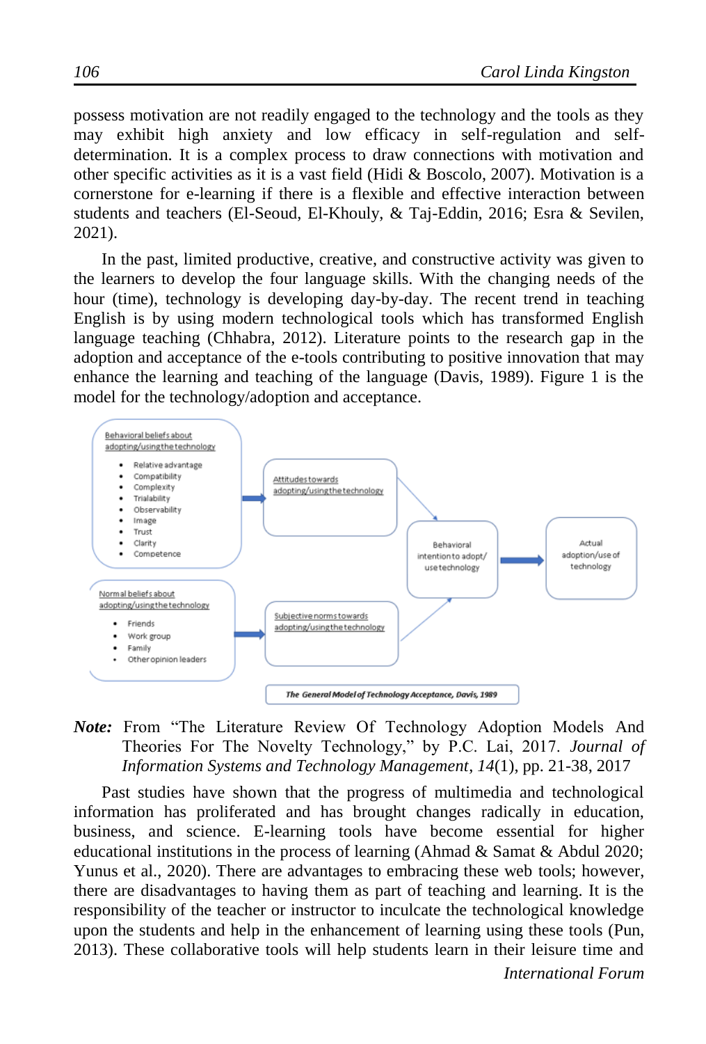possess motivation are not readily engaged to the technology and the tools as they may exhibit high anxiety and low efficacy in self-regulation and self-determination. It is a complex process to draw connections with motivation and other specific activities as it is a vast field (Hidi & Boscolo, 2007). Motivation is a cornerstone for e-learning if there is a flexible and effective interaction between students and teachers (El-Seoud, El-Khouly, & Taj-Eddin, 2016; Esra & Sevilen, 2021).

In the past, limited productive, creative, and constructive activity was given to the learners to develop the four language skills. With the changing needs of the hour (time), technology is developing day-by-day. The recent trend in teaching English is by using modern technological tools which has transformed English language teaching (Chhabra, 2012). Literature points to the research gap in the adoption and acceptance of the e-tools contributing to positive innovation that may enhance the learning and teaching of the language (Davis, 1989). Figure 1 is the model for the technology/adoption and acceptance.

Behavioral beliefs about adopting/using the technology

- Relative advantage
- Compatibility
- Complexity
- Trialability
- Observability
- Image
- Trust
- Clarity
- Competence

Normal beliefs about adopting/using the technology

- Friends
- Work group
- Family
- Other opinion leaders

Attitudes towards adopting/using the technology

Subjective norms towards adopting/using the technology

Behavioral intention to adopt/use technology

Actual adoption/use of technology

*The General Model of Technology Acceptance, Davis, 1989*

***Note:*** From "The Literature Review Of Technology Adoption Models And Theories For The Novelty Technology," by P.C. Lai, 2017. *Journal of Information Systems and Technology Management*, *14*(1), pp. 21-38, 2017

Past studies have shown that the progress of multimedia and technological information has proliferated and has brought changes radically in education, business, and science. E-learning tools have become essential for higher educational institutions in the process of learning (Ahmad & Samat & Abdul 2020; Yunus et al., 2020). There are advantages to embracing these web tools; however, there are disadvantages to having them as part of teaching and learning. It is the responsibility of the teacher or instructor to inculcate the technological knowledge upon the students and help in the enhancement of learning using these tools (Pun, 2013). These collaborative tools will help students learn in their leisure time and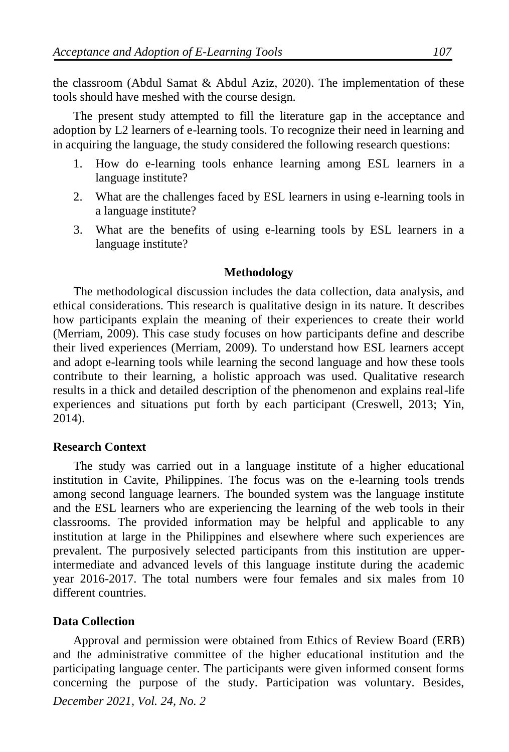the classroom (Abdul Samat & Abdul Aziz, 2020). The implementation of these tools should have meshed with the course design.

The present study attempted to fill the literature gap in the acceptance and adoption by L2 learners of e-learning tools. To recognize their need in learning and in acquiring the language, the study considered the following research questions:

1. How do e-learning tools enhance learning among ESL learners in a language institute?
2. What are the challenges faced by ESL learners in using e-learning tools in a language institute?
3. What are the benefits of using e-learning tools by ESL learners in a language institute?

## Methodology

The methodological discussion includes the data collection, data analysis, and ethical considerations. This research is qualitative design in its nature. It describes how participants explain the meaning of their experiences to create their world (Merriam, 2009). This case study focuses on how participants define and describe their lived experiences (Merriam, 2009). To understand how ESL learners accept and adopt e-learning tools while learning the second language and how these tools contribute to their learning, a holistic approach was used. Qualitative research results in a thick and detailed description of the phenomenon and explains real-life experiences and situations put forth by each participant (Creswell, 2013; Yin, 2014).

### Research Context

The study was carried out in a language institute of a higher educational institution in Cavite, Philippines. The focus was on the e-learning tools trends among second language learners. The bounded system was the language institute and the ESL learners who are experiencing the learning of the web tools in their classrooms. The provided information may be helpful and applicable to any institution at large in the Philippines and elsewhere where such experiences are prevalent. The purposively selected participants from this institution are upper-intermediate and advanced levels of this language institute during the academic year 2016-2017. The total numbers were four females and six males from 10 different countries.

### Data Collection

Approval and permission were obtained from Ethics of Review Board (ERB) and the administrative committee of the higher educational institution and the participating language center. The participants were given informed consent forms concerning the purpose of the study. Participation was voluntary. Besides,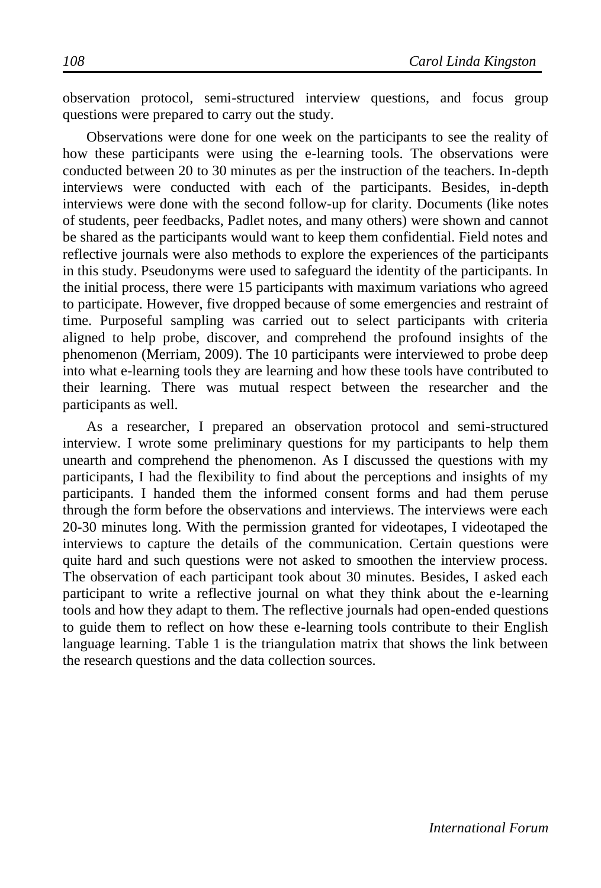observation protocol, semi-structured interview questions, and focus group questions were prepared to carry out the study.

Observations were done for one week on the participants to see the reality of how these participants were using the e-learning tools. The observations were conducted between 20 to 30 minutes as per the instruction of the teachers. In-depth interviews were conducted with each of the participants. Besides, in-depth interviews were done with the second follow-up for clarity. Documents (like notes of students, peer feedbacks, Padlet notes, and many others) were shown and cannot be shared as the participants would want to keep them confidential. Field notes and reflective journals were also methods to explore the experiences of the participants in this study. Pseudonyms were used to safeguard the identity of the participants. In the initial process, there were 15 participants with maximum variations who agreed to participate. However, five dropped because of some emergencies and restraint of time. Purposeful sampling was carried out to select participants with criteria aligned to help probe, discover, and comprehend the profound insights of the phenomenon (Merriam, 2009). The 10 participants were interviewed to probe deep into what e-learning tools they are learning and how these tools have contributed to their learning. There was mutual respect between the researcher and the participants as well.

As a researcher, I prepared an observation protocol and semi-structured interview. I wrote some preliminary questions for my participants to help them unearth and comprehend the phenomenon. As I discussed the questions with my participants, I had the flexibility to find about the perceptions and insights of my participants. I handed them the informed consent forms and had them peruse through the form before the observations and interviews. The interviews were each 20-30 minutes long. With the permission granted for videotapes, I videotaped the interviews to capture the details of the communication. Certain questions were quite hard and such questions were not asked to smoothen the interview process. The observation of each participant took about 30 minutes. Besides, I asked each participant to write a reflective journal on what they think about the e-learning tools and how they adapt to them. The reflective journals had open-ended questions to guide them to reflect on how these e-learning tools contribute to their English language learning. Table 1 is the triangulation matrix that shows the link between the research questions and the data collection sources.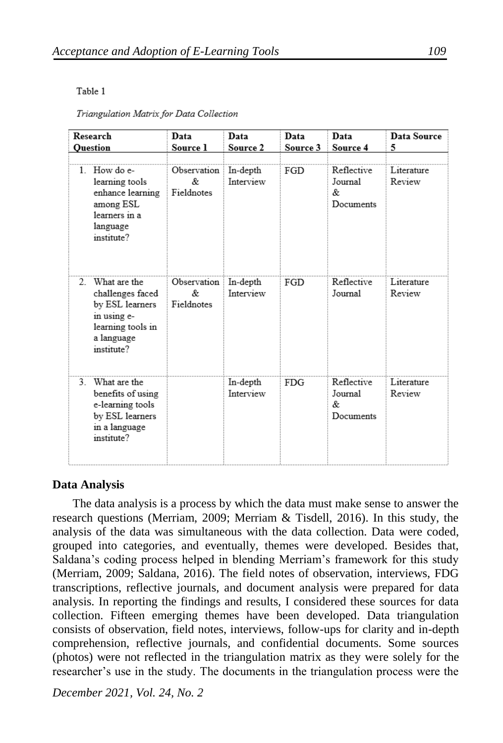Table 1

*Triangulation Matrix for Data Collection*

| Research Question | Data Source 1 | Data Source 2 | Data Source 3 | Data Source 4 | Data Source 5 |
|---|---|---|---|---|---|
| 1. How do e-learning tools enhance learning among ESL learners in a language institute? | Observation & Fieldnotes | In-depth Interview | FGD | Reflective Journal & Documents | Literature Review |
| 2. What are the challenges faced by ESL learners in using e-learning tools in a language institute? | Observation & Fieldnotes | In-depth Interview | FGD | Reflective Journal | Literature Review |
| 3. What are the benefits of using e-learning tools by ESL learners in a language institute? | | In-depth Interview | FDG | Reflective Journal & Documents | Literature Review |

## Data Analysis

The data analysis is a process by which the data must make sense to answer the research questions (Merriam, 2009; Merriam & Tisdell, 2016). In this study, the analysis of the data was simultaneous with the data collection. Data were coded, grouped into categories, and eventually, themes were developed. Besides that, Saldana's coding process helped in blending Merriam's framework for this study (Merriam, 2009; Saldana, 2016). The field notes of observation, interviews, FDG transcriptions, reflective journals, and document analysis were prepared for data analysis. In reporting the findings and results, I considered these sources for data collection. Fifteen emerging themes have been developed. Data triangulation consists of observation, field notes, interviews, follow-ups for clarity and in-depth comprehension, reflective journals, and confidential documents. Some sources (photos) were not reflected in the triangulation matrix as they were solely for the researcher's use in the study. The documents in the triangulation process were the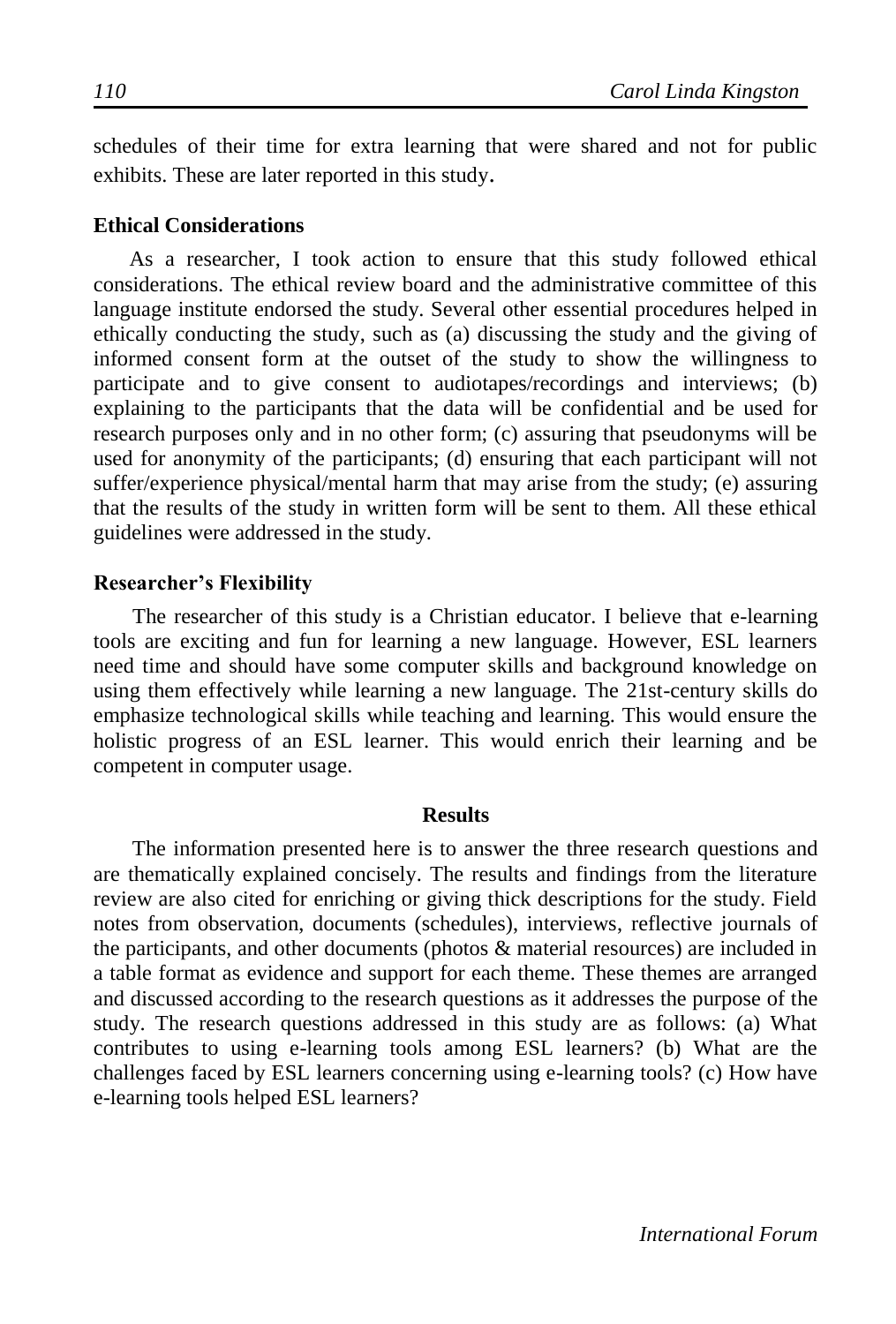schedules of their time for extra learning that were shared and not for public exhibits. These are later reported in this study.

### Ethical Considerations

As a researcher, I took action to ensure that this study followed ethical considerations. The ethical review board and the administrative committee of this language institute endorsed the study. Several other essential procedures helped in ethically conducting the study, such as (a) discussing the study and the giving of informed consent form at the outset of the study to show the willingness to participate and to give consent to audiotapes/recordings and interviews; (b) explaining to the participants that the data will be confidential and be used for research purposes only and in no other form; (c) assuring that pseudonyms will be used for anonymity of the participants; (d) ensuring that each participant will not suffer/experience physical/mental harm that may arise from the study; (e) assuring that the results of the study in written form will be sent to them. All these ethical guidelines were addressed in the study.

### Researcher's Flexibility

The researcher of this study is a Christian educator. I believe that e-learning tools are exciting and fun for learning a new language. However, ESL learners need time and should have some computer skills and background knowledge on using them effectively while learning a new language. The 21st-century skills do emphasize technological skills while teaching and learning. This would ensure the holistic progress of an ESL learner. This would enrich their learning and be competent in computer usage.

## Results

The information presented here is to answer the three research questions and are thematically explained concisely. The results and findings from the literature review are also cited for enriching or giving thick descriptions for the study. Field notes from observation, documents (schedules), interviews, reflective journals of the participants, and other documents (photos & material resources) are included in a table format as evidence and support for each theme. These themes are arranged and discussed according to the research questions as it addresses the purpose of the study. The research questions addressed in this study are as follows: (a) What contributes to using e-learning tools among ESL learners? (b) What are the challenges faced by ESL learners concerning using e-learning tools? (c) How have e-learning tools helped ESL learners?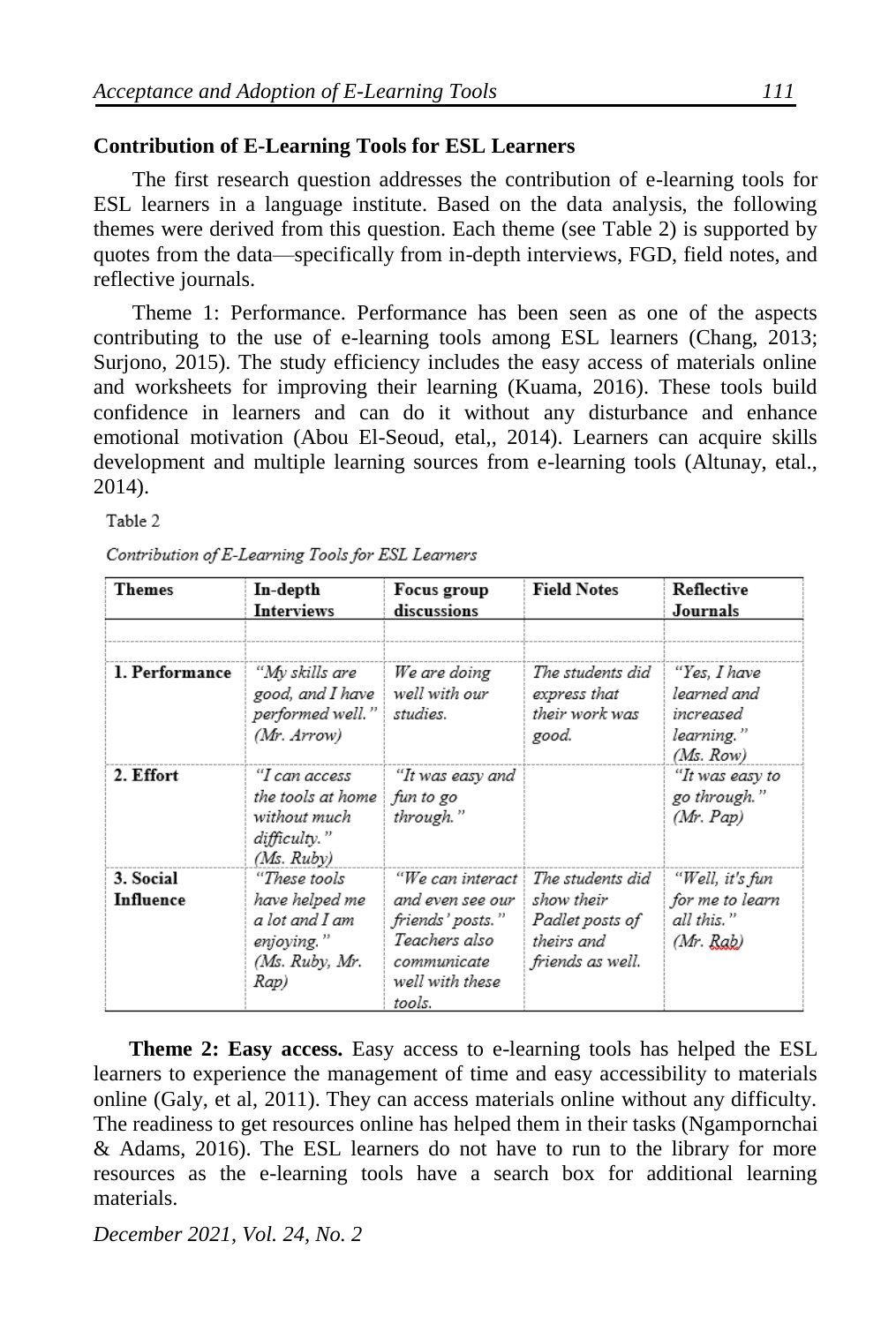## Contribution of E-Learning Tools for ESL Learners

The first research question addresses the contribution of e-learning tools for ESL learners in a language institute. Based on the data analysis, the following themes were derived from this question. Each theme (see Table 2) is supported by quotes from the data—specifically from in-depth interviews, FGD, field notes, and reflective journals.

Theme 1: Performance. Performance has been seen as one of the aspects contributing to the use of e-learning tools among ESL learners (Chang, 2013; Surjono, 2015). The study efficiency includes the easy access of materials online and worksheets for improving their learning (Kuama, 2016). These tools build confidence in learners and can do it without any disturbance and enhance emotional motivation (Abou El-Seoud, etal,, 2014). Learners can acquire skills development and multiple learning sources from e-learning tools (Altunay, etal., 2014).

Table 2

*Contribution of E-Learning Tools for ESL Learners*

| Themes | In-depth Interviews | Focus group discussions | Field Notes | Reflective Journals |
|---|---|---|---|---|
| | | | | |
| 1. Performance | *"My skills are good, and I have performed well." (Mr. Arrow)* | *We are doing well with our studies.* | *The students did express that their work was good.* | *"Yes, I have learned and increased learning." (Ms. Row)* |
| 2. Effort | *"I can access the tools at home without much difficulty." (Ms. Ruby)* | *"It was easy and fun to go through."* | | *"It was easy to go through." (Mr. Pap)* |
| 3. Social Influence | *"These tools have helped me a lot and I am enjoying." (Ms. Ruby, Mr. Rap)* | *"We can interact and even see our friends' posts." Teachers also communicate well with these tools.* | *The students did show their Padlet posts of theirs and friends as well.* | *"Well, it's fun for me to learn all this." (Mr. Rab)* |

**Theme 2: Easy access.** Easy access to e-learning tools has helped the ESL learners to experience the management of time and easy accessibility to materials online (Galy, et al, 2011). They can access materials online without any difficulty. The readiness to get resources online has helped them in their tasks (Ngampornchai & Adams, 2016). The ESL learners do not have to run to the library for more resources as the e-learning tools have a search box for additional learning materials.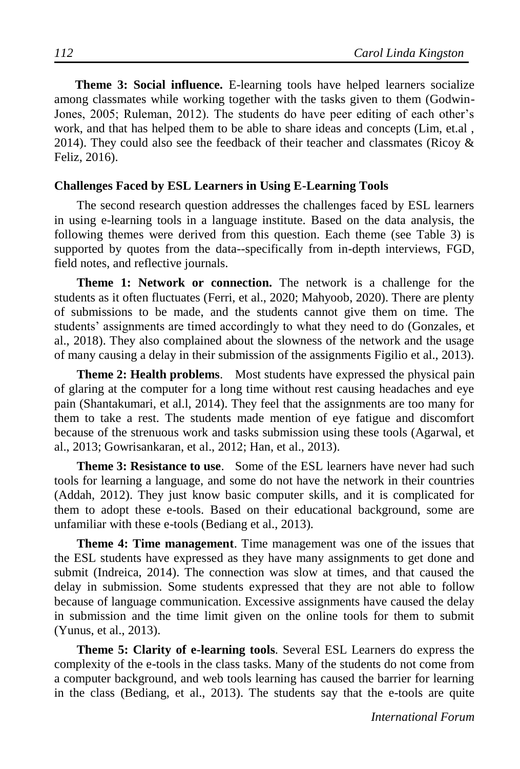**Theme 3: Social influence.** E-learning tools have helped learners socialize among classmates while working together with the tasks given to them (Godwin-Jones, 2005; Ruleman, 2012). The students do have peer editing of each other's work, and that has helped them to be able to share ideas and concepts (Lim, et.al , 2014). They could also see the feedback of their teacher and classmates (Ricoy & Feliz, 2016).

### Challenges Faced by ESL Learners in Using E-Learning Tools

The second research question addresses the challenges faced by ESL learners in using e-learning tools in a language institute. Based on the data analysis, the following themes were derived from this question. Each theme (see Table 3) is supported by quotes from the data--specifically from in-depth interviews, FGD, field notes, and reflective journals.

**Theme 1: Network or connection.** The network is a challenge for the students as it often fluctuates (Ferri, et al., 2020; Mahyoob, 2020). There are plenty of submissions to be made, and the students cannot give them on time. The students' assignments are timed accordingly to what they need to do (Gonzales, et al., 2018). They also complained about the slowness of the network and the usage of many causing a delay in their submission of the assignments Figilio et al., 2013).

**Theme 2: Health problems**. Most students have expressed the physical pain of glaring at the computer for a long time without rest causing headaches and eye pain (Shantakumari, et al.l, 2014). They feel that the assignments are too many for them to take a rest. The students made mention of eye fatigue and discomfort because of the strenuous work and tasks submission using these tools (Agarwal, et al., 2013; Gowrisankaran, et al., 2012; Han, et al., 2013).

**Theme 3: Resistance to use**. Some of the ESL learners have never had such tools for learning a language, and some do not have the network in their countries (Addah, 2012). They just know basic computer skills, and it is complicated for them to adopt these e-tools. Based on their educational background, some are unfamiliar with these e-tools (Bediang et al., 2013).

**Theme 4: Time management**. Time management was one of the issues that the ESL students have expressed as they have many assignments to get done and submit (Indreica, 2014). The connection was slow at times, and that caused the delay in submission. Some students expressed that they are not able to follow because of language communication. Excessive assignments have caused the delay in submission and the time limit given on the online tools for them to submit (Yunus, et al., 2013).

**Theme 5: Clarity of e-learning tools**. Several ESL Learners do express the complexity of the e-tools in the class tasks. Many of the students do not come from a computer background, and web tools learning has caused the barrier for learning in the class (Bediang, et al., 2013). The students say that the e-tools are quite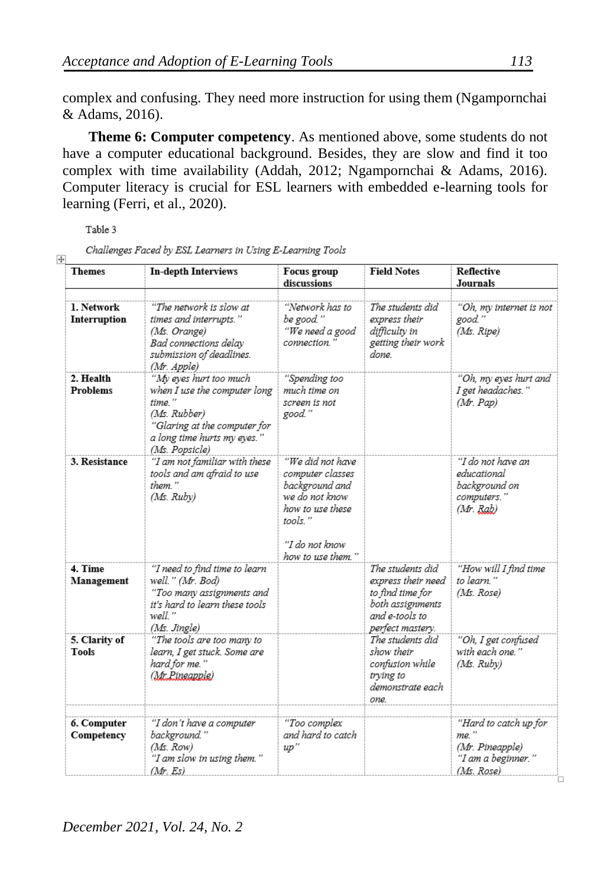complex and confusing. They need more instruction for using them (Ngampornchai & Adams, 2016).

**Theme 6: Computer competency**. As mentioned above, some students do not have a computer educational background. Besides, they are slow and find it too complex with time availability (Addah, 2012; Ngampornchai & Adams, 2016). Computer literacy is crucial for ESL learners with embedded e-learning tools for learning (Ferri, et al., 2020).

Table 3

*Challenges Faced by ESL Learners in Using E-Learning Tools*

| Themes | In-depth Interviews | Focus group discussions | Field Notes | Reflective Journals |
|---|---|---|---|---|
| **1. Network Interruption** | *"The network is slow at times and interrupts." (Ms. Orange)* *Bad connections delay submission of deadlines. (Mr. Apple)* | *"Network has to be good." "We need a good connection."* | *The students did express their difficulty in getting their work done.* | *"Oh, my internet is not good." (Ms. Ripe)* |
| **2. Health Problems** | *"My eyes hurt too much when I use the computer long time." (Ms. Rubber)* *"Glaring at the computer for a long time hurts my eyes." (Ms. Popsicle)* | *"Spending too much time on screen is not good."* | | *"Oh, my eyes hurt and I get headaches." (Mr. Pap)* |
| **3. Resistance** | *"I am not familiar with these tools and am afraid to use them." (Ms. Ruby)* | *"We did not have computer classes background and we do not know how to use these tools."* *"I do not know how to use them."* | | *"I do not have an educational background on computers." (Mr. Rab)* |
| **4. Time Management** | *"I need to find time to learn well." (Mr. Bod)* *"Too many assignments and it's hard to learn these tools well." (Ms. Jingle)* | | *The students did express their need to find time for both assignments and e-tools to perfect mastery.* | *"How will I find time to learn." (Ms. Rose)* |
| **5. Clarity of Tools** | *"The tools are too many to learn, I get stuck. Some are hard for me." (Mr.Pineapple)* | | *The students did show their confusion while trying to demonstrate each one.* | *"Oh, I get confused with each one." (Ms. Ruby)* |
| **6. Computer Competency** | *"I don't have a computer background." (Ms. Row)* *"I am slow in using them." (Mr. Es)* | *"Too complex and hard to catch up"* | | *"Hard to catch up for me." (Mr. Pineapple)* *"I am a beginner." (Ms. Rose)* |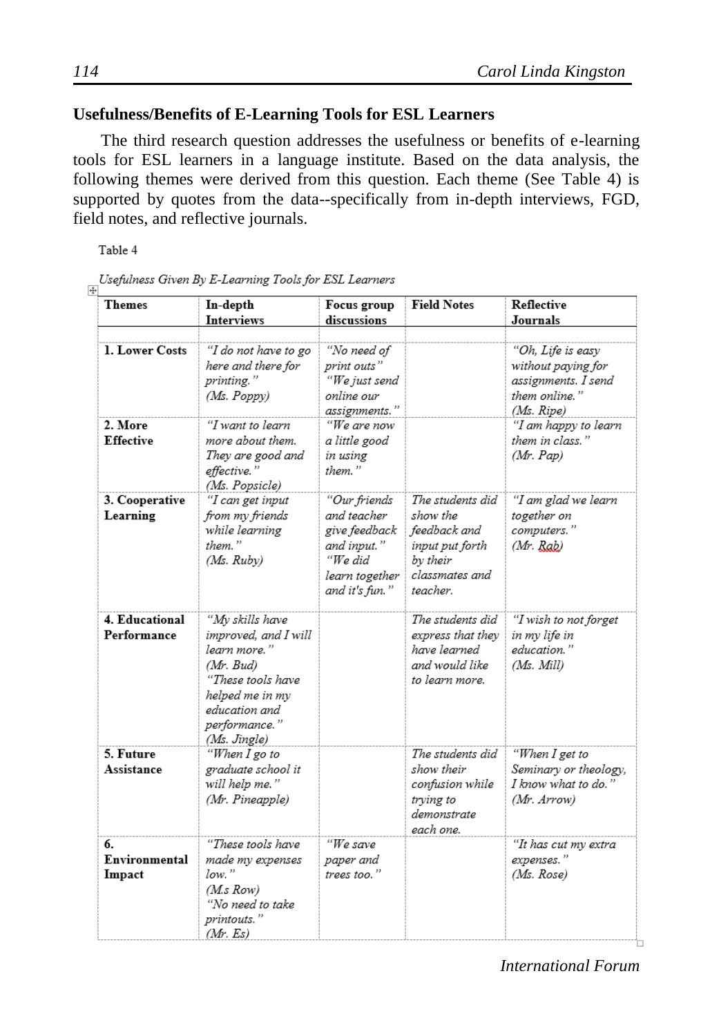## Usefulness/Benefits of E-Learning Tools for ESL Learners

The third research question addresses the usefulness or benefits of e-learning tools for ESL learners in a language institute. Based on the data analysis, the following themes were derived from this question. Each theme (See Table 4) is supported by quotes from the data--specifically from in-depth interviews, FGD, field notes, and reflective journals.

Table 4

*Usefulness Given By E-Learning Tools for ESL Learners*

| Themes | In-depth Interviews | Focus group discussions | Field Notes | Reflective Journals |
|---|---|---|---|---|
| 1. Lower Costs | *"I do not have to go here and there for printing." (Ms. Poppy)* | *"No need of print outs" "We just send online our assignments."* | | *"Oh, Life is easy without paying for assignments. I send them online." (Ms. Ripe)* |
| 2. More Effective | *"I want to learn more about them. They are good and effective." (Ms. Popsicle)* | *"We are now a little good in using them."* | | *"I am happy to learn them in class." (Mr. Pap)* |
| 3. Cooperative Learning | *"I can get input from my friends while learning them." (Ms. Ruby)* | *"Our friends and teacher give feedback and input." "We did learn together and it's fun."* | *The students did show the feedback and input put forth by their classmates and teacher.* | *"I am glad we learn together on computers." (Mr. Rab)* |
| 4. Educational Performance | *"My skills have improved, and I will learn more." (Mr. Bud) "These tools have helped me in my education and performance." (Ms. Jingle)* | | *The students did express that they have learned and would like to learn more.* | *"I wish to not forget in my life in education." (Ms. Mill)* |
| 5. Future Assistance | *"When I go to graduate school it will help me." (Mr. Pineapple)* | | *The students did show their confusion while trying to demonstrate each one.* | *"When I get to Seminary or theology, I know what to do." (Mr. Arrow)* |
| 6. Environmental Impact | *"These tools have made my expenses low." (M.s Row) "No need to take printouts." (Mr. Es)* | *"We save paper and trees too."* | | *"It has cut my extra expenses." (Ms. Rose)* |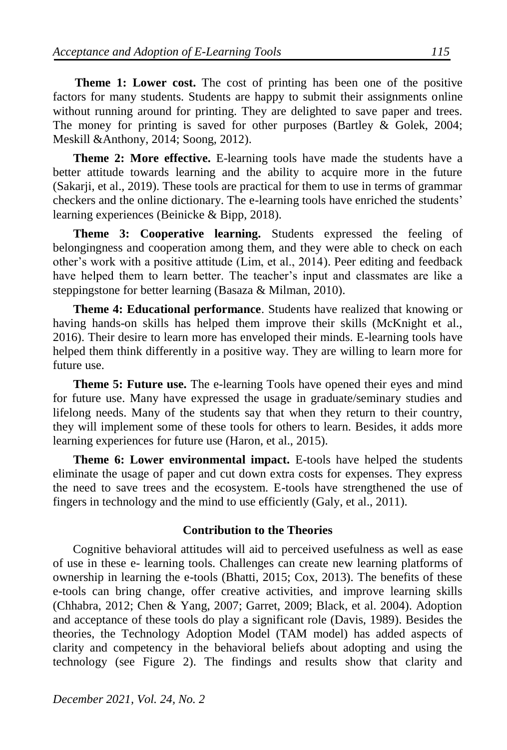**Theme 1: Lower cost.** The cost of printing has been one of the positive factors for many students. Students are happy to submit their assignments online without running around for printing. They are delighted to save paper and trees. The money for printing is saved for other purposes (Bartley & Golek, 2004; Meskill &Anthony, 2014; Soong, 2012).

**Theme 2: More effective.** E-learning tools have made the students have a better attitude towards learning and the ability to acquire more in the future (Sakarji, et al., 2019). These tools are practical for them to use in terms of grammar checkers and the online dictionary. The e-learning tools have enriched the students' learning experiences (Beinicke & Bipp, 2018).

**Theme 3: Cooperative learning.** Students expressed the feeling of belongingness and cooperation among them, and they were able to check on each other's work with a positive attitude (Lim, et al., 2014). Peer editing and feedback have helped them to learn better. The teacher's input and classmates are like a steppingstone for better learning (Basaza & Milman, 2010).

**Theme 4: Educational performance**. Students have realized that knowing or having hands-on skills has helped them improve their skills (McKnight et al., 2016). Their desire to learn more has enveloped their minds. E-learning tools have helped them think differently in a positive way. They are willing to learn more for future use.

**Theme 5: Future use.** The e-learning Tools have opened their eyes and mind for future use. Many have expressed the usage in graduate/seminary studies and lifelong needs. Many of the students say that when they return to their country, they will implement some of these tools for others to learn. Besides, it adds more learning experiences for future use (Haron, et al., 2015).

**Theme 6: Lower environmental impact.** E-tools have helped the students eliminate the usage of paper and cut down extra costs for expenses. They express the need to save trees and the ecosystem. E-tools have strengthened the use of fingers in technology and the mind to use efficiently (Galy, et al., 2011).

## Contribution to the Theories

Cognitive behavioral attitudes will aid to perceived usefulness as well as ease of use in these e- learning tools. Challenges can create new learning platforms of ownership in learning the e-tools (Bhatti, 2015; Cox, 2013). The benefits of these e-tools can bring change, offer creative activities, and improve learning skills (Chhabra, 2012; Chen & Yang, 2007; Garret, 2009; Black, et al. 2004). Adoption and acceptance of these tools do play a significant role (Davis, 1989). Besides the theories, the Technology Adoption Model (TAM model) has added aspects of clarity and competency in the behavioral beliefs about adopting and using the technology (see Figure 2). The findings and results show that clarity and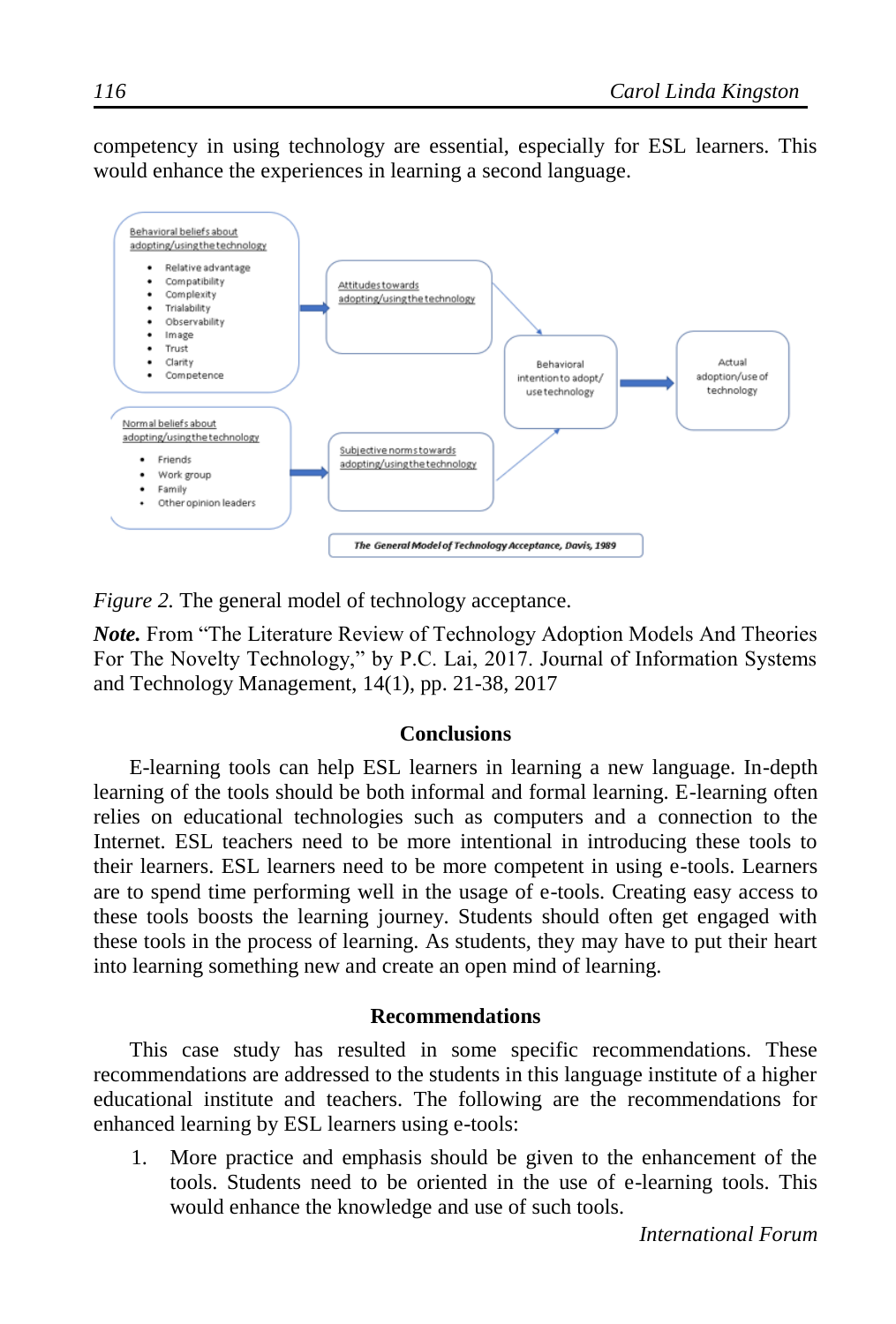competency in using technology are essential, especially for ESL learners. This would enhance the experiences in learning a second language.

*Figure 2.* The general model of technology acceptance.

***Note.*** From "The Literature Review of Technology Adoption Models And Theories For The Novelty Technology," by P.C. Lai, 2017. Journal of Information Systems and Technology Management, 14(1), pp. 21-38, 2017

## Conclusions

E-learning tools can help ESL learners in learning a new language. In-depth learning of the tools should be both informal and formal learning. E-learning often relies on educational technologies such as computers and a connection to the Internet. ESL teachers need to be more intentional in introducing these tools to their learners. ESL learners need to be more competent in using e-tools. Learners are to spend time performing well in the usage of e-tools. Creating easy access to these tools boosts the learning journey. Students should often get engaged with these tools in the process of learning. As students, they may have to put their heart into learning something new and create an open mind of learning.

## Recommendations

This case study has resulted in some specific recommendations. These recommendations are addressed to the students in this language institute of a higher educational institute and teachers. The following are the recommendations for enhanced learning by ESL learners using e-tools:

1. More practice and emphasis should be given to the enhancement of the tools. Students need to be oriented in the use of e-learning tools. This would enhance the knowledge and use of such tools.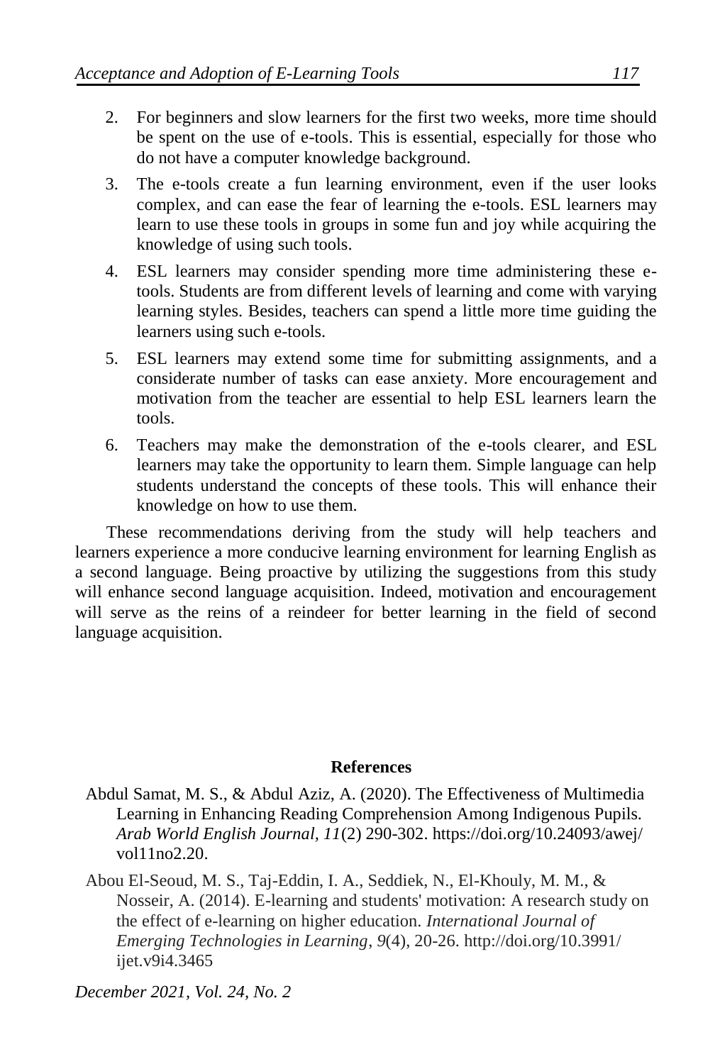2. For beginners and slow learners for the first two weeks, more time should be spent on the use of e-tools. This is essential, especially for those who do not have a computer knowledge background.
3. The e-tools create a fun learning environment, even if the user looks complex, and can ease the fear of learning the e-tools. ESL learners may learn to use these tools in groups in some fun and joy while acquiring the knowledge of using such tools.
4. ESL learners may consider spending more time administering these e-tools. Students are from different levels of learning and come with varying learning styles. Besides, teachers can spend a little more time guiding the learners using such e-tools.
5. ESL learners may extend some time for submitting assignments, and a considerate number of tasks can ease anxiety. More encouragement and motivation from the teacher are essential to help ESL learners learn the tools.
6. Teachers may make the demonstration of the e-tools clearer, and ESL learners may take the opportunity to learn them. Simple language can help students understand the concepts of these tools. This will enhance their knowledge on how to use them.

These recommendations deriving from the study will help teachers and learners experience a more conducive learning environment for learning English as a second language. Being proactive by utilizing the suggestions from this study will enhance second language acquisition. Indeed, motivation and encouragement will serve as the reins of a reindeer for better learning in the field of second language acquisition.

## References

Abdul Samat, M. S., & Abdul Aziz, A. (2020). The Effectiveness of Multimedia Learning in Enhancing Reading Comprehension Among Indigenous Pupils. *Arab World English Journal, 11*(2) 290-302. https://doi.org/10.24093/awej/vol11no2.20.

Abou El-Seoud, M. S., Taj-Eddin, I. A., Seddiek, N., El-Khouly, M. M., & Nosseir, A. (2014). E-learning and students' motivation: A research study on the effect of e-learning on higher education. *International Journal of Emerging Technologies in Learning*, *9*(4), 20-26. http://doi.org/10.3991/ijet.v9i4.3465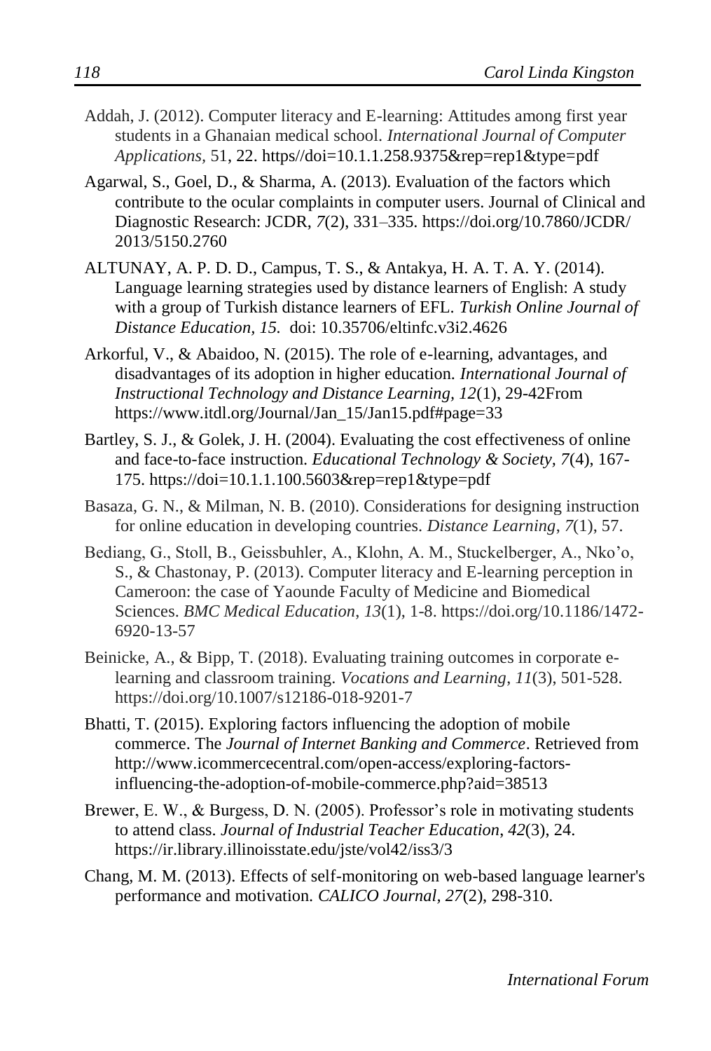Addah, J. (2012). Computer literacy and E-learning: Attitudes among first year students in a Ghanaian medical school. *International Journal of Computer Applications,* 51, 22. https//doi=10.1.1.258.9375&rep=rep1&type=pdf

Agarwal, S., Goel, D., & Sharma, A. (2013). Evaluation of the factors which contribute to the ocular complaints in computer users. Journal of Clinical and Diagnostic Research: JCDR, *7*(2), 331–335. https://doi.org/10.7860/JCDR/2013/5150.2760

ALTUNAY, A. P. D. D., Campus, T. S., & Antakya, H. A. T. A. Y. (2014). Language learning strategies used by distance learners of English: A study with a group of Turkish distance learners of EFL. *Turkish Online Journal of Distance Education, 15.* doi: 10.35706/eltinfc.v3i2.4626

Arkorful, V., & Abaidoo, N. (2015). The role of e-learning, advantages, and disadvantages of its adoption in higher education. *International Journal of Instructional Technology and Distance Learning, 12*(1), 29-42From https://www.itdl.org/Journal/Jan_15/Jan15.pdf#page=33

Bartley, S. J., & Golek, J. H. (2004). Evaluating the cost effectiveness of online and face-to-face instruction. *Educational Technology & Society, 7*(4), 167-175. https://doi=10.1.1.100.5603&rep=rep1&type=pdf

Basaza, G. N., & Milman, N. B. (2010). Considerations for designing instruction for online education in developing countries. *Distance Learning, 7*(1), 57.

Bediang, G., Stoll, B., Geissbuhler, A., Klohn, A. M., Stuckelberger, A., Nko'o, S., & Chastonay, P. (2013). Computer literacy and E-learning perception in Cameroon: the case of Yaounde Faculty of Medicine and Biomedical Sciences. *BMC Medical Education, 13*(1), 1-8. https://doi.org/10.1186/1472-6920-13-57

Beinicke, A., & Bipp, T. (2018). Evaluating training outcomes in corporate e-learning and classroom training. *Vocations and Learning, 11*(3), 501-528. https://doi.org/10.1007/s12186-018-9201-7

Bhatti, T. (2015). Exploring factors influencing the adoption of mobile commerce. The *Journal of Internet Banking and Commerce*. Retrieved from http://www.icommercecentral.com/open-access/exploring-factors-influencing-the-adoption-of-mobile-commerce.php?aid=38513

Brewer, E. W., & Burgess, D. N. (2005). Professor's role in motivating students to attend class. *Journal of Industrial Teacher Education, 42*(3), 24. https://ir.library.illinoisstate.edu/jste/vol42/iss3/3

Chang, M. M. (2013). Effects of self-monitoring on web-based language learner's performance and motivation. *CALICO Journal, 27*(2), 298-310.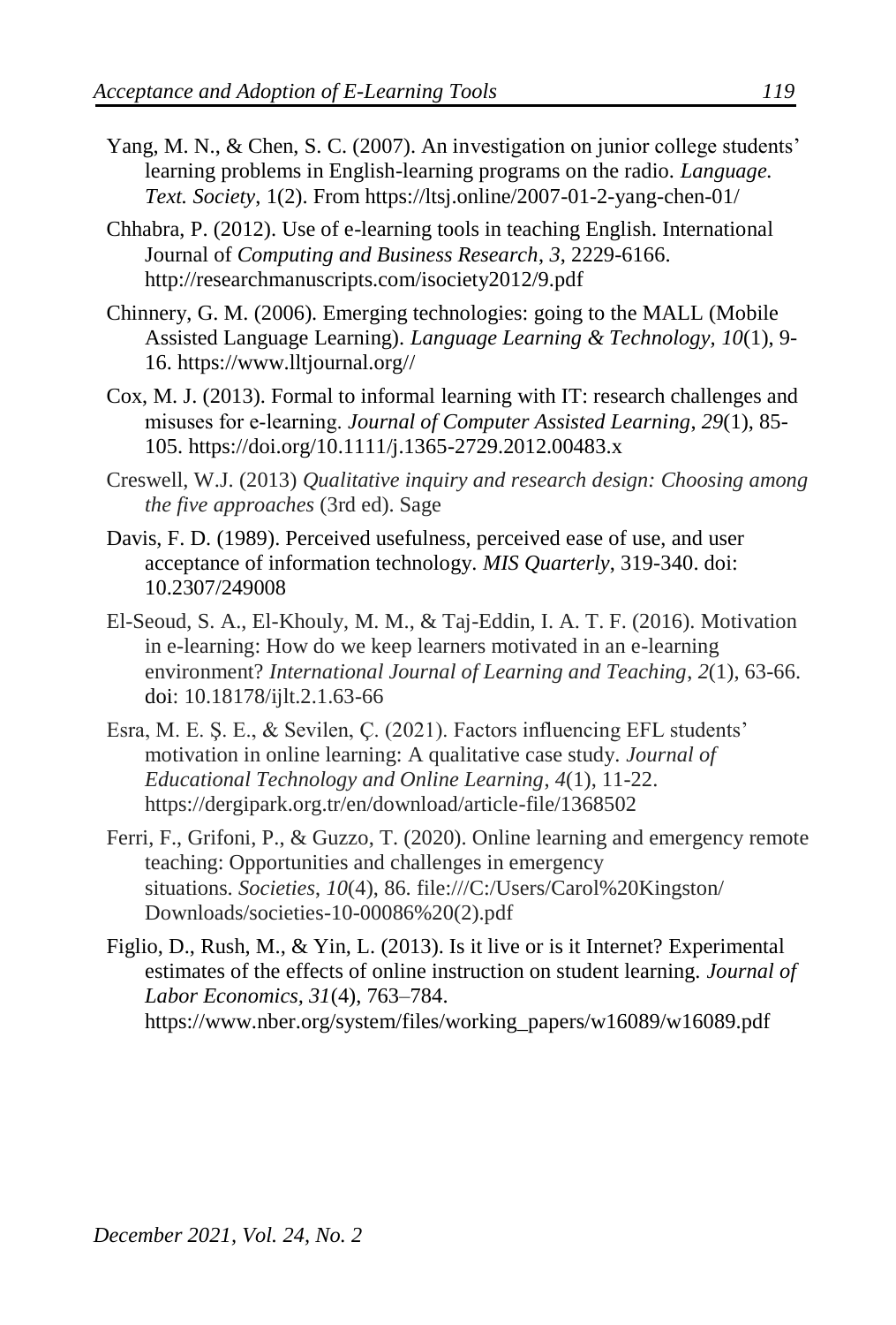Yang, M. N., & Chen, S. C. (2007). An investigation on junior college students' learning problems in English-learning programs on the radio. *Language. Text. Society*, 1(2). From https://ltsj.online/2007-01-2-yang-chen-01/

Chhabra, P. (2012). Use of e-learning tools in teaching English. International Journal of *Computing and Business Research*, *3*, 2229-6166. http://researchmanuscripts.com/isociety2012/9.pdf

Chinnery, G. M. (2006). Emerging technologies: going to the MALL (Mobile Assisted Language Learning). *Language Learning & Technology, 10*(1), 9-16. https://www.lltjournal.org//

Cox, M. J. (2013). Formal to informal learning with IT: research challenges and misuses for e-learning. *Journal of Computer Assisted Learning*, *29*(1), 85-105. https://doi.org/10.1111/j.1365-2729.2012.00483.x

Creswell, W.J. (2013) *Qualitative inquiry and research design: Choosing among the five approaches* (3rd ed). Sage

Davis, F. D. (1989). Perceived usefulness, perceived ease of use, and user acceptance of information technology. *MIS Quarterly*, 319-340. doi: 10.2307/249008

El-Seoud, S. A., El-Khouly, M. M., & Taj-Eddin, I. A. T. F. (2016). Motivation in e-learning: How do we keep learners motivated in an e-learning environment? *International Journal of Learning and Teaching*, *2*(1), 63-66. doi: 10.18178/ijlt.2.1.63-66

Esra, M. E. Ş. E., & Sevilen, Ç. (2021). Factors influencing EFL students' motivation in online learning: A qualitative case study. *Journal of Educational Technology and Online Learning*, *4*(1), 11-22. https://dergipark.org.tr/en/download/article-file/1368502

Ferri, F., Grifoni, P., & Guzzo, T. (2020). Online learning and emergency remote teaching: Opportunities and challenges in emergency situations. *Societies*, *10*(4), 86. file:///C:/Users/Carol%20Kingston/Downloads/societies-10-00086%20(2).pdf

Figlio, D., Rush, M., & Yin, L. (2013). Is it live or is it Internet? Experimental estimates of the effects of online instruction on student learning. *Journal of Labor Economics*, *31*(4), 763–784. https://www.nber.org/system/files/working_papers/w16089/w16089.pdf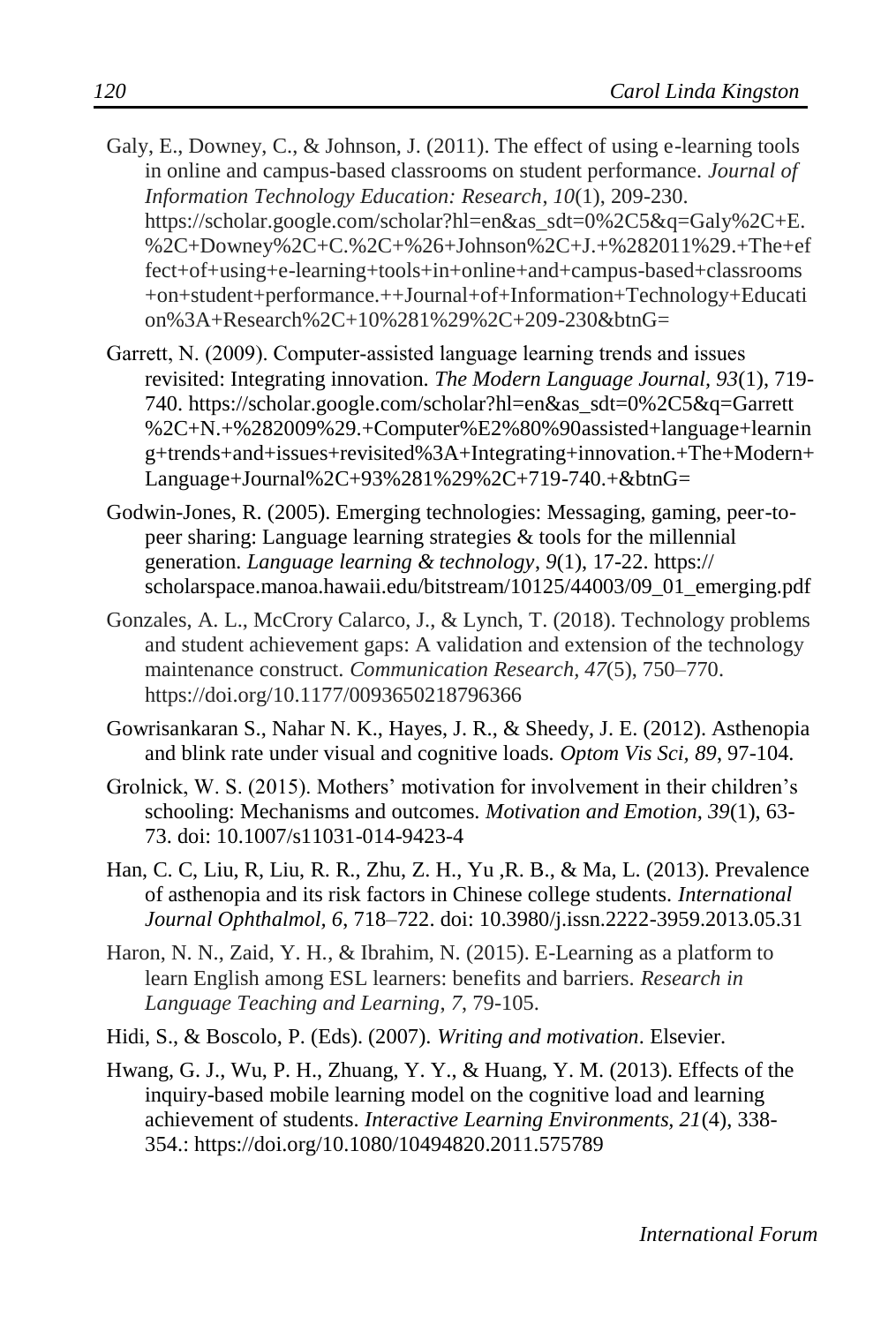Galy, E., Downey, C., & Johnson, J. (2011). The effect of using e-learning tools in online and campus-based classrooms on student performance. *Journal of Information Technology Education: Research*, *10*(1), 209-230. https://scholar.google.com/scholar?hl=en&as_sdt=0%2C5&q=Galy%2C+E.%2C+Downey%2C+C.%2C+%26+Johnson%2C+J.+%282011%29.+The+effect+of+using+e-learning+tools+in+online+and+campus-based+classrooms+on+student+performance.++Journal+of+Information+Technology+Education%3A+Research%2C+10%281%29%2C+209-230&btnG=

Garrett, N. (2009). Computer-assisted language learning trends and issues revisited: Integrating innovation. *The Modern Language Journal*, *93*(1), 719-740. https://scholar.google.com/scholar?hl=en&as_sdt=0%2C5&q=Garrett%2C+N.+%282009%29.+Computer%E2%80%90assisted+language+learning+trends+and+issues+revisited%3A+Integrating+innovation.+The+Modern+Language+Journal%2C+93%281%29%2C+719-740.+&btnG=

Godwin-Jones, R. (2005). Emerging technologies: Messaging, gaming, peer-to-peer sharing: Language learning strategies & tools for the millennial generation. *Language learning & technology*, *9*(1), 17-22. https://scholarspace.manoa.hawaii.edu/bitstream/10125/44003/09_01_emerging.pdf

Gonzales, A. L., McCrory Calarco, J., & Lynch, T. (2018). Technology problems and student achievement gaps: A validation and extension of the technology maintenance construct. *Communication Research, 47*(5), 750–770. https://doi.org/10.1177/0093650218796366

Gowrisankaran S., Nahar N. K., Hayes, J. R., & Sheedy, J. E. (2012). Asthenopia and blink rate under visual and cognitive loads. *Optom Vis Sci*, *89*, 97-104.

Grolnick, W. S. (2015). Mothers' motivation for involvement in their children's schooling: Mechanisms and outcomes. *Motivation and Emotion*, *39*(1), 63-73. doi: 10.1007/s11031-014-9423-4

Han, C. C, Liu, R, Liu, R. R., Zhu, Z. H., Yu ,R. B., & Ma, L. (2013). Prevalence of asthenopia and its risk factors in Chinese college students. *International Journal Ophthalmol, 6*, 718–722. doi: 10.3980/j.issn.2222-3959.2013.05.31

Haron, N. N., Zaid, Y. H., & Ibrahim, N. (2015). E-Learning as a platform to learn English among ESL learners: benefits and barriers. *Research in Language Teaching and Learning*, *7*, 79-105.

Hidi, S., & Boscolo, P. (Eds). (2007). *Writing and motivation*. Elsevier.

Hwang, G. J., Wu, P. H., Zhuang, Y. Y., & Huang, Y. M. (2013). Effects of the inquiry-based mobile learning model on the cognitive load and learning achievement of students. *Interactive Learning Environments, 21*(4), 338-354.: https://doi.org/10.1080/10494820.2011.575789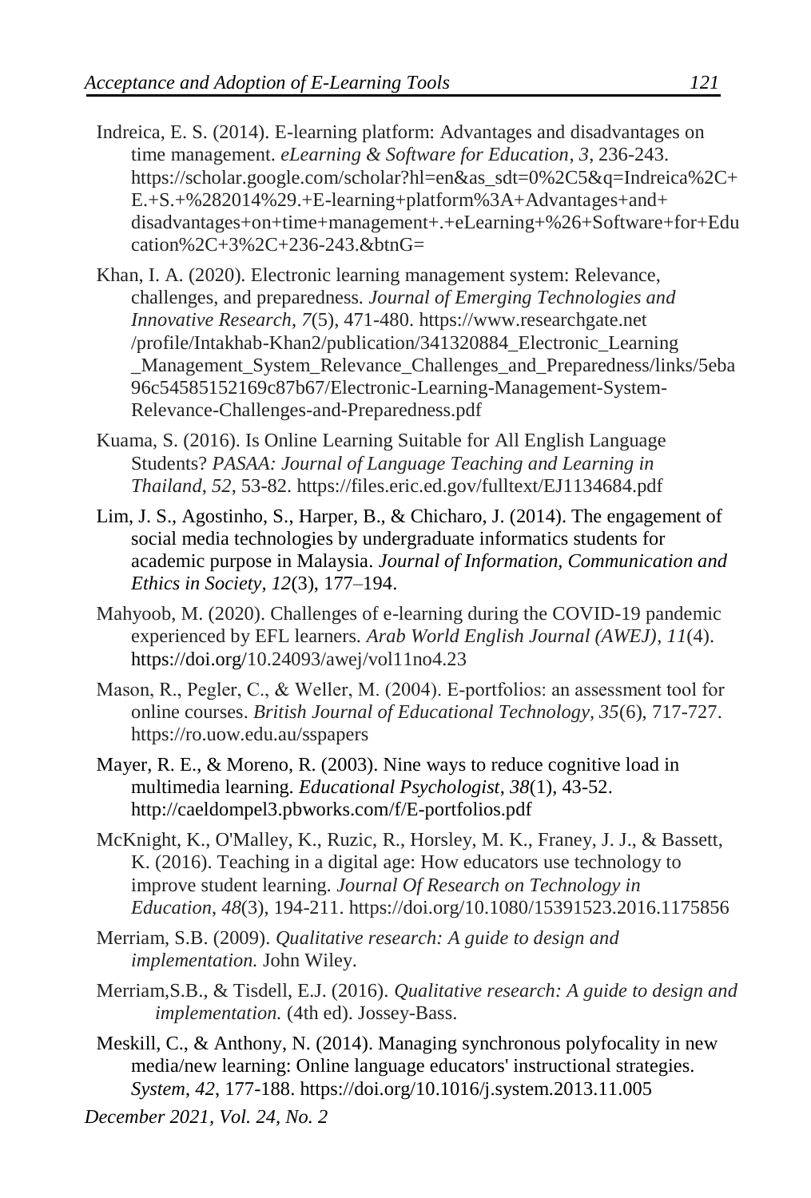Indreica, E. S. (2014). E-learning platform: Advantages and disadvantages on time management. *eLearning & Software for Education*, *3*, 236-243. https://scholar.google.com/scholar?hl=en&as_sdt=0%2C5&q=Indreica%2C+E.+S.+%282014%29.+E-learning+platform%3A+Advantages+and+disadvantages+on+time+management+.+eLearning+%26+Software+for+Education%2C+3%2C+236-243.&btnG=

Khan, I. A. (2020). Electronic learning management system: Relevance, challenges, and preparedness. *Journal of Emerging Technologies and Innovative Research*, *7*(5), 471-480. https://www.researchgate.net/profile/Intakhab-Khan2/publication/341320884_Electronic_Learning_Management_System_Relevance_Challenges_and_Preparedness/links/5eba96c54585152169c87b67/Electronic-Learning-Management-System-Relevance-Challenges-and-Preparedness.pdf

Kuama, S. (2016). Is Online Learning Suitable for All English Language Students? *PASAA: Journal of Language Teaching and Learning in Thailand*, *52*, 53-82. https://files.eric.ed.gov/fulltext/EJ1134684.pdf

Lim, J. S., Agostinho, S., Harper, B., & Chicharo, J. (2014). The engagement of social media technologies by undergraduate informatics students for academic purpose in Malaysia. *Journal of Information, Communication and Ethics in Society, 12*(3), 177–194.

Mahyoob, M. (2020). Challenges of e-learning during the COVID-19 pandemic experienced by EFL learners. *Arab World English Journal (AWEJ)*, *11*(4). https://doi.org/10.24093/awej/vol11no4.23

Mason, R., Pegler, C., & Weller, M. (2004). E-portfolios: an assessment tool for online courses. *British Journal of Educational Technology, 35*(6), 717-727. https://ro.uow.edu.au/sspapers

Mayer, R. E., & Moreno, R. (2003). Nine ways to reduce cognitive load in multimedia learning. *Educational Psychologist*, *38*(1), 43-52. http://caeldompel3.pbworks.com/f/E-portfolios.pdf

McKnight, K., O'Malley, K., Ruzic, R., Horsley, M. K., Franey, J. J., & Bassett, K. (2016). Teaching in a digital age: How educators use technology to improve student learning. *Journal Of Research on Technology in Education*, *48*(3), 194-211. https://doi.org/10.1080/15391523.2016.1175856

Merriam, S.B. (2009). *Qualitative research: A guide to design and implementation.* John Wiley.

Merriam,S.B., & Tisdell, E.J. (2016). *Qualitative research: A guide to design and implementation.* (4th ed). Jossey-Bass.

Meskill, C., & Anthony, N. (2014). Managing synchronous polyfocality in new media/new learning: Online language educators' instructional strategies. *System*, *42*, 177-188. https://doi.org/10.1016/j.system.2013.11.005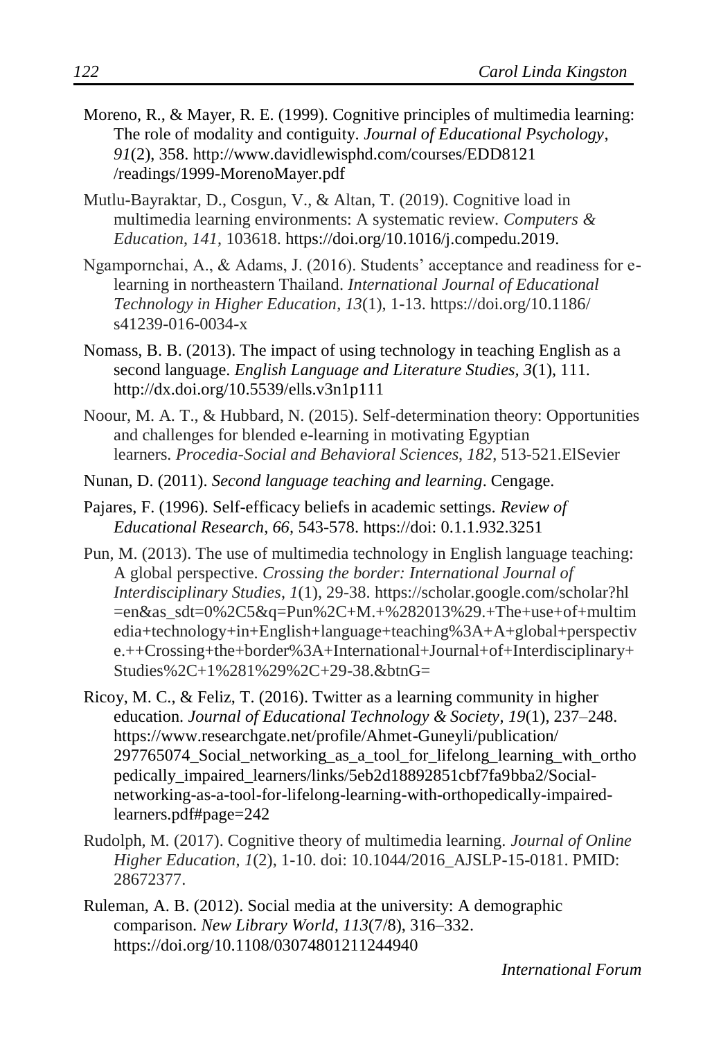Moreno, R., & Mayer, R. E. (1999). Cognitive principles of multimedia learning: The role of modality and contiguity. *Journal of Educational Psychology*, *91*(2), 358. http://www.davidlewisphd.com/courses/EDD8121 /readings/1999-MorenoMayer.pdf

Mutlu-Bayraktar, D., Cosgun, V., & Altan, T. (2019). Cognitive load in multimedia learning environments: A systematic review. *Computers & Education*, *141*, 103618. https://doi.org/10.1016/j.compedu.2019.

Ngampornchai, A., & Adams, J. (2016). Students' acceptance and readiness for e-learning in northeastern Thailand. *International Journal of Educational Technology in Higher Education*, *13*(1), 1-13. https://doi.org/10.1186/ s41239-016-0034-x

Nomass, B. B. (2013). The impact of using technology in teaching English as a second language. *English Language and Literature Studies*, *3*(1), 111. http://dx.doi.org/10.5539/ells.v3n1p111

Noour, M. A. T., & Hubbard, N. (2015). Self-determination theory: Opportunities and challenges for blended e-learning in motivating Egyptian learners. *Procedia-Social and Behavioral Sciences*, *182*, 513-521.ElSevier

Nunan, D. (2011). *Second language teaching and learning*. Cengage.

Pajares, F. (1996). Self-efficacy beliefs in academic settings. *Review of Educational Research*, *66*, 543-578. https://doi: 0.1.1.932.3251

Pun, M. (2013). The use of multimedia technology in English language teaching: A global perspective. *Crossing the border: International Journal of Interdisciplinary Studies*, *1*(1), 29-38. https://scholar.google.com/scholar?hl =en&as_sdt=0%2C5&q=Pun%2C+M.+%282013%29.+The+use+of+multimedia+technology+in+English+language+teaching%3A+A+global+perspective.++Crossing+the+border%3A+International+Journal+of+Interdisciplinary+Studies%2C+1%281%29%2C+29-38.&btnG=

Ricoy, M. C., & Feliz, T. (2016). Twitter as a learning community in higher education. *Journal of Educational Technology & Society*, *19*(1), 237–248. https://www.researchgate.net/profile/Ahmet-Guneyli/publication/ 297765074_Social_networking_as_a_tool_for_lifelong_learning_with_orthopedically_impaired_learners/links/5eb2d18892851cbf7fa9bba2/Social-networking-as-a-tool-for-lifelong-learning-with-orthopedically-impaired-learners.pdf#page=242

Rudolph, M. (2017). Cognitive theory of multimedia learning. *Journal of Online Higher Education*, *1*(2), 1-10. doi: 10.1044/2016_AJSLP-15-0181. PMID: 28672377.

Ruleman, A. B. (2012). Social media at the university: A demographic comparison. *New Library World*, *113*(7/8), 316–332. https://doi.org/10.1108/03074801211244940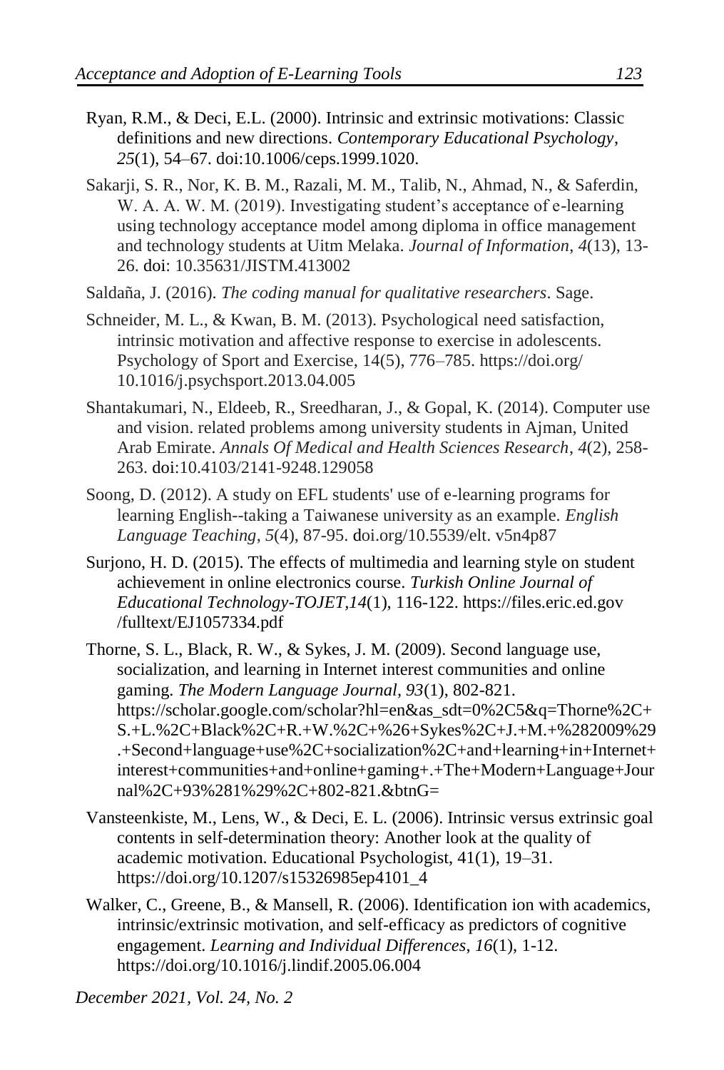Ryan, R.M., & Deci, E.L. (2000). Intrinsic and extrinsic motivations: Classic definitions and new directions. *Contemporary Educational Psychology*, *25*(1), 54–67. doi:10.1006/ceps.1999.1020.

Sakarji, S. R., Nor, K. B. M., Razali, M. M., Talib, N., Ahmad, N., & Saferdin, W. A. A. W. M. (2019). Investigating student's acceptance of e-learning using technology acceptance model among diploma in office management and technology students at Uitm Melaka. *Journal of Information*, *4*(13), 13-26. doi: 10.35631/JISTM.413002

Saldaña, J. (2016). *The coding manual for qualitative researchers*. Sage.

Schneider, M. L., & Kwan, B. M. (2013). Psychological need satisfaction, intrinsic motivation and affective response to exercise in adolescents. Psychology of Sport and Exercise, 14(5), 776–785. https://doi.org/10.1016/j.psychsport.2013.04.005

Shantakumari, N., Eldeeb, R., Sreedharan, J., & Gopal, K. (2014). Computer use and vision. related problems among university students in Ajman, United Arab Emirate. *Annals Of Medical and Health Sciences Research*, *4*(2), 258-263. doi:10.4103/2141-9248.129058

Soong, D. (2012). A study on EFL students' use of e-learning programs for learning English--taking a Taiwanese university as an example. *English Language Teaching*, *5*(4), 87-95. doi.org/10.5539/elt. v5n4p87

Surjono, H. D. (2015). The effects of multimedia and learning style on student achievement in online electronics course. *Turkish Online Journal of Educational Technology-TOJET,14*(1), 116-122. https://files.eric.ed.gov/fulltext/EJ1057334.pdf

Thorne, S. L., Black, R. W., & Sykes, J. M. (2009). Second language use, socialization, and learning in Internet interest communities and online gaming. *The Modern Language Journal, 93*(1), 802-821. https://scholar.google.com/scholar?hl=en&as_sdt=0%2C5&q=Thorne%2C+S.+L.%2C+Black%2C+R.+W.%2C+%26+Sykes%2C+J.+M.+%282009%29.+Second+language+use%2C+socialization%2C+and+learning+in+Internet+interest+communities+and+online+gaming+.+The+Modern+Language+Journal%2C+93%281%29%2C+802-821.&btnG=

Vansteenkiste, M., Lens, W., & Deci, E. L. (2006). Intrinsic versus extrinsic goal contents in self-determination theory: Another look at the quality of academic motivation. Educational Psychologist, 41(1), 19–31. https://doi.org/10.1207/s15326985ep4101_4

Walker, C., Greene, B., & Mansell, R. (2006). Identification ion with academics, intrinsic/extrinsic motivation, and self-efficacy as predictors of cognitive engagement. *Learning and Individual Differences*, *16*(1), 1-12. https://doi.org/10.1016/j.lindif.2005.06.004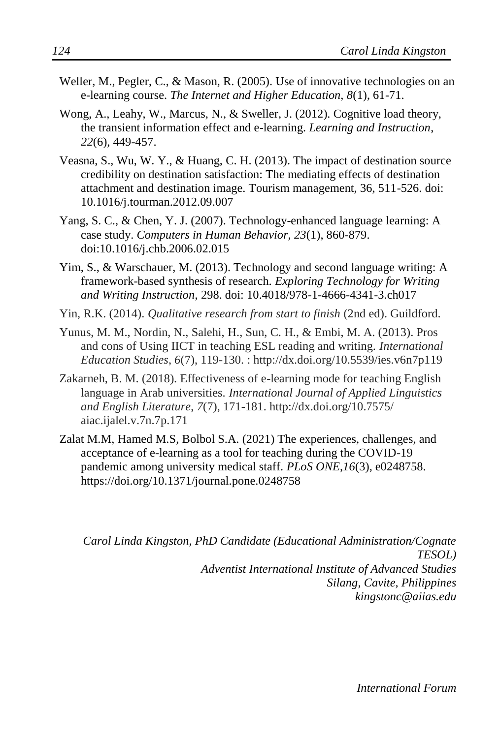Weller, M., Pegler, C., & Mason, R. (2005). Use of innovative technologies on an e-learning course. *The Internet and Higher Education, 8*(1), 61-71.

Wong, A., Leahy, W., Marcus, N., & Sweller, J. (2012). Cognitive load theory, the transient information effect and e-learning. *Learning and Instruction*, *22*(6), 449-457.

Veasna, S., Wu, W. Y., & Huang, C. H. (2013). The impact of destination source credibility on destination satisfaction: The mediating effects of destination attachment and destination image. Tourism management, 36, 511-526. doi: 10.1016/j.tourman.2012.09.007

Yang, S. C., & Chen, Y. J. (2007). Technology-enhanced language learning: A case study. *Computers in Human Behavior, 23*(1), 860-879. doi:10.1016/j.chb.2006.02.015

Yim, S., & Warschauer, M. (2013). Technology and second language writing: A framework-based synthesis of research. *Exploring Technology for Writing and Writing Instruction*, 298. doi: 10.4018/978-1-4666-4341-3.ch017

Yin, R.K. (2014). *Qualitative research from start to finish* (2nd ed). Guildford.

Yunus, M. M., Nordin, N., Salehi, H., Sun, C. H., & Embi, M. A. (2013). Pros and cons of Using IICT in teaching ESL reading and writing. *International Education Studies*, *6*(7), 119-130. : http://dx.doi.org/10.5539/ies.v6n7p119

Zakarneh, B. M. (2018). Effectiveness of e-learning mode for teaching English language in Arab universities. *International Journal of Applied Linguistics and English Literature*, *7*(7), 171-181. http://dx.doi.org/10.7575/aiac.ijalel.v.7n.7p.171

Zalat M.M, Hamed M.S, Bolbol S.A. (2021) The experiences, challenges, and acceptance of e-learning as a tool for teaching during the COVID-19 pandemic among university medical staff. *PLoS ONE,16*(3), e0248758. https://doi.org/10.1371/journal.pone.0248758

*Carol Linda Kingston, PhD Candidate (Educational Administration/Cognate TESOL)*
*Adventist International Institute of Advanced Studies*
*Silang, Cavite, Philippines*
*kingstonc@aiias.edu*